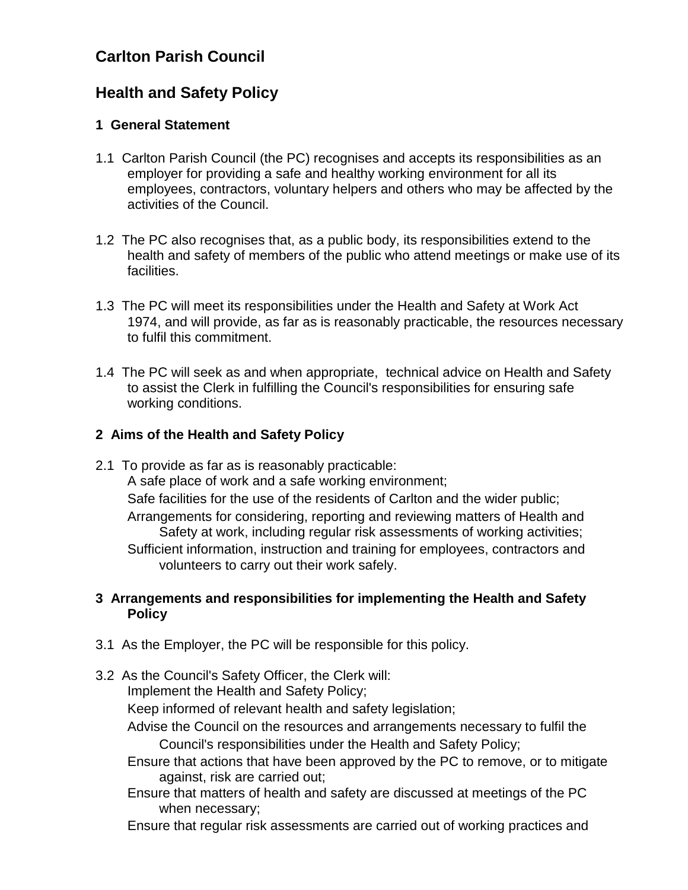# Carlton Parish Council

## Health and Safety Policy

### 1 General Statement

1.1 Carlton Parish Council (the PC) recognises and accepts its responsibilities as an employer for providing a safe and healthy working environment for all its employees, contractors, voluntary helpers and others who may be affected by the activities of the Council.

1.2 The PC also recognises that, as a public body, its responsibilities extend to the health and safety of members of the public who attend meetings or make use of its facilities.

1.3 The PC will meet its responsibilities under the Health and Safety at Work Act 1974, and will provide, as far as is reasonably practicable, the resources necessary to fulfil this commitment.

1.4 The PC will seek as and when appropriate, technical advice on Health and Safety to assist the Clerk in fulfilling the Council's responsibilities for ensuring safe working conditions.

### 2 Aims of the Health and Safety Policy

2.1 To provide as far as is reasonably practicable:

A safe place of work and a safe working environment;

Safe facilities for the use of the residents of Carlton and the wider public;

Arrangements for considering, reporting and reviewing matters of Health and Safety at work, including regular risk assessments of working activities;

Sufficient information, instruction and training for employees, contractors and volunteers to carry out their work safely.

### 3 Arrangements and responsibilities for implementing the Health and Safety Policy

3.1 As the Employer, the PC will be responsible for this policy.

3.2 As the Council's Safety Officer, the Clerk will:

Implement the Health and Safety Policy;

Keep informed of relevant health and safety legislation;

Advise the Council on the resources and arrangements necessary to fulfil the Council's responsibilities under the Health and Safety Policy;

Ensure that actions that have been approved by the PC to remove, or to mitigate against, risk are carried out;

Ensure that matters of health and safety are discussed at meetings of the PC when necessary;

Ensure that regular risk assessments are carried out of working practices and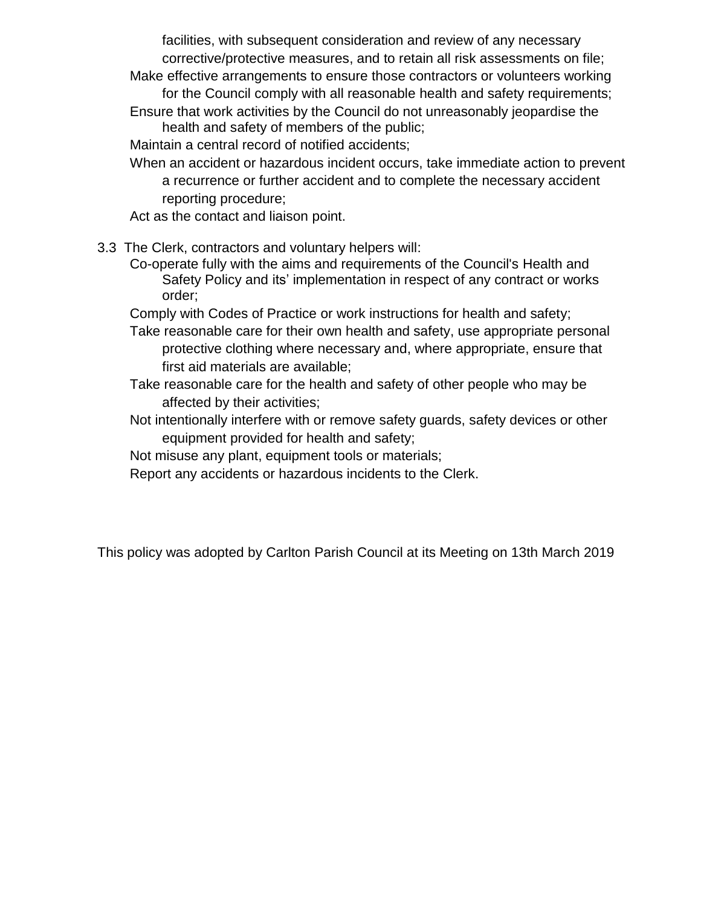facilities, with subsequent consideration and review of any necessary corrective/protective measures, and to retain all risk assessments on file;

Make effective arrangements to ensure those contractors or volunteers working for the Council comply with all reasonable health and safety requirements;

Ensure that work activities by the Council do not unreasonably jeopardise the health and safety of members of the public;

Maintain a central record of notified accidents;

When an accident or hazardous incident occurs, take immediate action to prevent a recurrence or further accident and to complete the necessary accident reporting procedure;

Act as the contact and liaison point.

3.3 The Clerk, contractors and voluntary helpers will:

Co-operate fully with the aims and requirements of the Council's Health and Safety Policy and its' implementation in respect of any contract or works order;

Comply with Codes of Practice or work instructions for health and safety;

Take reasonable care for their own health and safety, use appropriate personal protective clothing where necessary and, where appropriate, ensure that first aid materials are available;

Take reasonable care for the health and safety of other people who may be affected by their activities;

Not intentionally interfere with or remove safety guards, safety devices or other equipment provided for health and safety;

Not misuse any plant, equipment tools or materials;

Report any accidents or hazardous incidents to the Clerk.

This policy was adopted by Carlton Parish Council at its Meeting on 13th March 2019